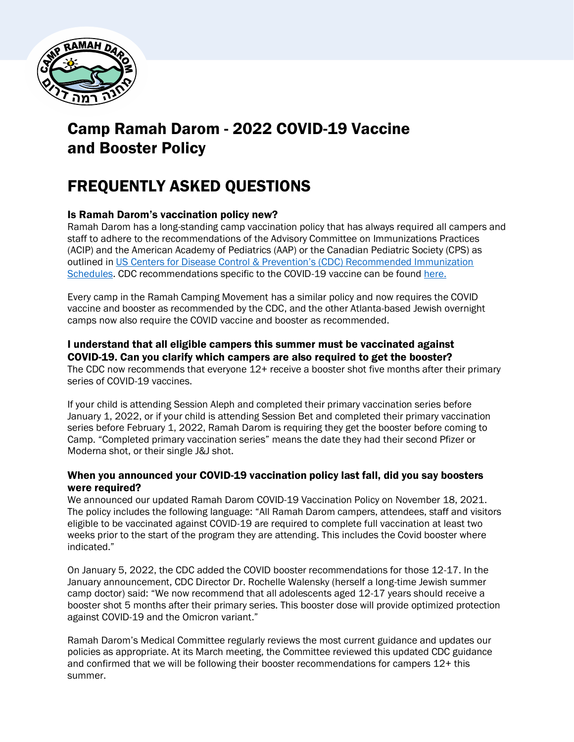# Camp Ramah Darom - 2022 COVID-19 Vaccine and Booster Policy

# FREQUENTLY ASKED QUESTIONS

### Is Ramah Darom's vaccination policy new?

Ramah Darom has a long-standing camp vaccination policy that has always required all campers and staff to adhere to the recommendations of the Advisory Committee on Immunizations Practices (ACIP) and the American Academy of Pediatrics (AAP) or the Canadian Pediatric Society (CPS) as outlined in US Centers for Disease Control & Prevention's (CDC) Recommended Immunization Schedules. CDC recommendations specific to the COVID-19 vaccine can be found here.

Every camp in the Ramah Camping Movement has a similar policy and now requires the COVID vaccine and booster as recommended by the CDC, and the other Atlanta-based Jewish overnight camps now also require the COVID vaccine and booster as recommended.

### I understand that all eligible campers this summer must be vaccinated against COVID-19. Can you clarify which campers are also required to get the booster?

The CDC now recommends that everyone 12+ receive a booster shot five months after their primary series of COVID-19 vaccines.

If your child is attending Session Aleph and completed their primary vaccination series before January 1, 2022, or if your child is attending Session Bet and completed their primary vaccination series before February 1, 2022, Ramah Darom is requiring they get the booster before coming to Camp. "Completed primary vaccination series" means the date they had their second Pfizer or Moderna shot, or their single J&J shot.

### When you announced your COVID-19 vaccination policy last fall, did you say boosters were required?

We announced our updated Ramah Darom COVID-19 Vaccination Policy on November 18, 2021. The policy includes the following language: "All Ramah Darom campers, attendees, staff and visitors eligible to be vaccinated against COVID-19 are required to complete full vaccination at least two weeks prior to the start of the program they are attending. This includes the Covid booster where indicated."

On January 5, 2022, the CDC added the COVID booster recommendations for those 12-17. In the January announcement, CDC Director Dr. Rochelle Walensky (herself a long-time Jewish summer camp doctor) said: "We now recommend that all adolescents aged 12-17 years should receive a booster shot 5 months after their primary series. This booster dose will provide optimized protection against COVID-19 and the Omicron variant."

Ramah Darom's Medical Committee regularly reviews the most current guidance and updates our policies as appropriate. At its March meeting, the Committee reviewed this updated CDC guidance and confirmed that we will be following their booster recommendations for campers 12+ this summer.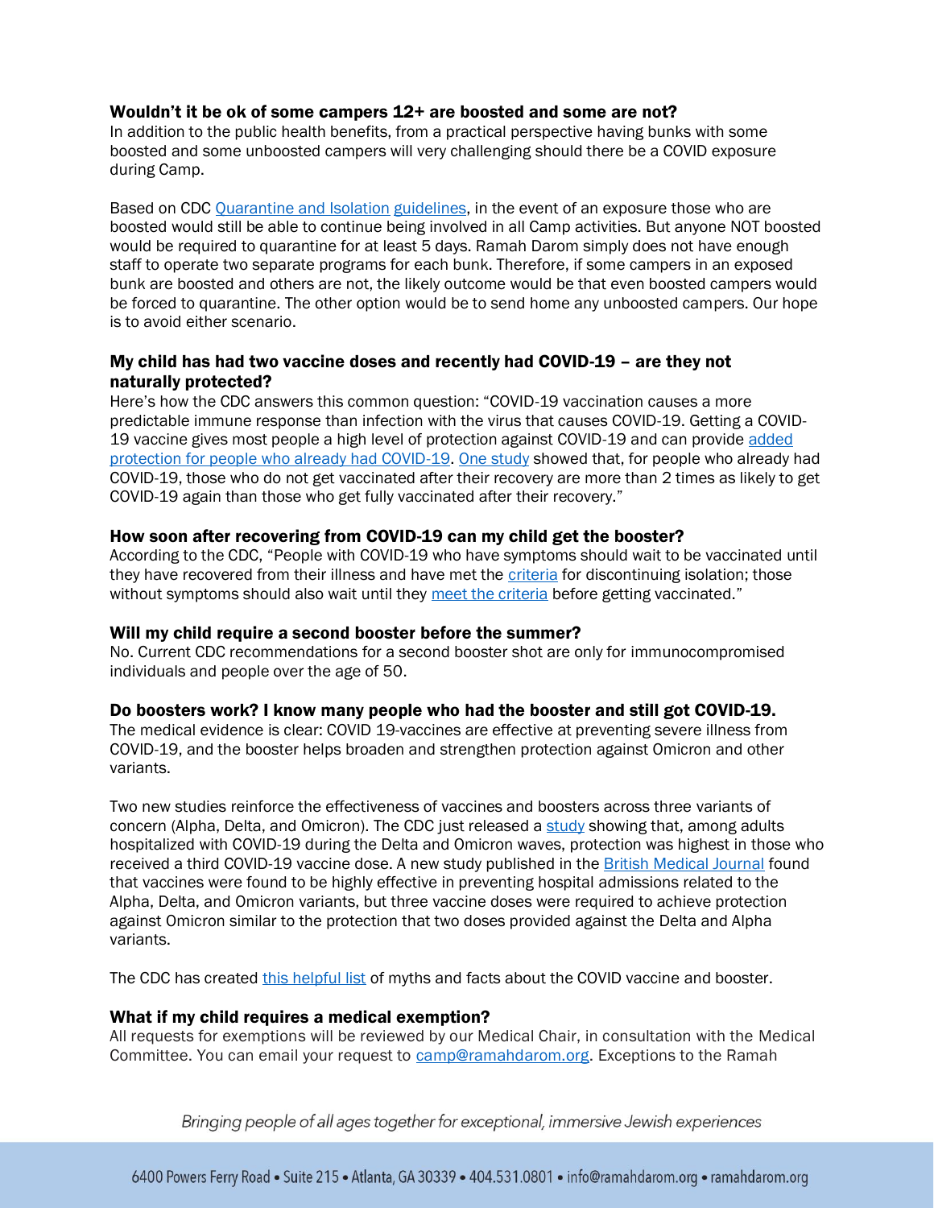**Wouldn't it be ok of some campers 12+ are boosted and some are not?**
In addition to the public health benefits, from a practical perspective having bunks with some boosted and some unboosted campers will very challenging should there be a COVID exposure during Camp.

Based on CDC Quarantine and Isolation guidelines, in the event of an exposure those who are boosted would still be able to continue being involved in all Camp activities. But anyone NOT boosted would be required to quarantine for at least 5 days. Ramah Darom simply does not have enough staff to operate two separate programs for each bunk. Therefore, if some campers in an exposed bunk are boosted and others are not, the likely outcome would be that even boosted campers would be forced to quarantine. The other option would be to send home any unboosted campers. Our hope is to avoid either scenario.

**My child has had two vaccine doses and recently had COVID-19 – are they not naturally protected?**
Here's how the CDC answers this common question: "COVID-19 vaccination causes a more predictable immune response than infection with the virus that causes COVID-19. Getting a COVID-19 vaccine gives most people a high level of protection against COVID-19 and can provide added protection for people who already had COVID-19. One study showed that, for people who already had COVID-19, those who do not get vaccinated after their recovery are more than 2 times as likely to get COVID-19 again than those who get fully vaccinated after their recovery."

**How soon after recovering from COVID-19 can my child get the booster?**
According to the CDC, "People with COVID-19 who have symptoms should wait to be vaccinated until they have recovered from their illness and have met the criteria for discontinuing isolation; those without symptoms should also wait until they meet the criteria before getting vaccinated."

**Will my child require a second booster before the summer?**
No. Current CDC recommendations for a second booster shot are only for immunocompromised individuals and people over the age of 50.

**Do boosters work? I know many people who had the booster and still got COVID-19.**
The medical evidence is clear: COVID 19-vaccines are effective at preventing severe illness from COVID-19, and the booster helps broaden and strengthen protection against Omicron and other variants.

Two new studies reinforce the effectiveness of vaccines and boosters across three variants of concern (Alpha, Delta, and Omicron). The CDC just released a study showing that, among adults hospitalized with COVID-19 during the Delta and Omicron waves, protection was highest in those who received a third COVID-19 vaccine dose. A new study published in the British Medical Journal found that vaccines were found to be highly effective in preventing hospital admissions related to the Alpha, Delta, and Omicron variants, but three vaccine doses were required to achieve protection against Omicron similar to the protection that two doses provided against the Delta and Alpha variants.

The CDC has created this helpful list of myths and facts about the COVID vaccine and booster.

**What if my child requires a medical exemption?**
All requests for exemptions will be reviewed by our Medical Chair, in consultation with the Medical Committee. You can email your request to camp@ramahdarom.org. Exceptions to the Ramah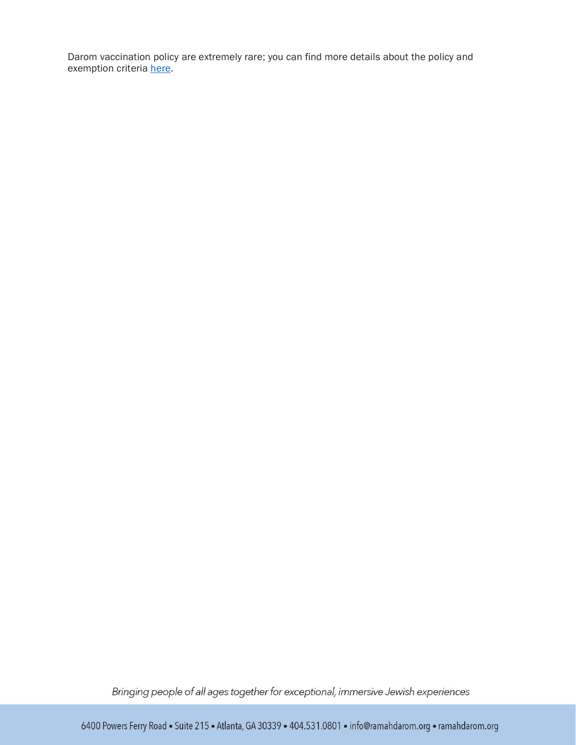Darom vaccination policy are extremely rare; you can find more details about the policy and exemption criteria here.

*Bringing people of all ages together for exceptional, immersive Jewish experiences*

6400 Powers Ferry Road • Suite 215 • Atlanta, GA 30339 • 404.531.0801 • info@ramahdarom.org • ramahdarom.org